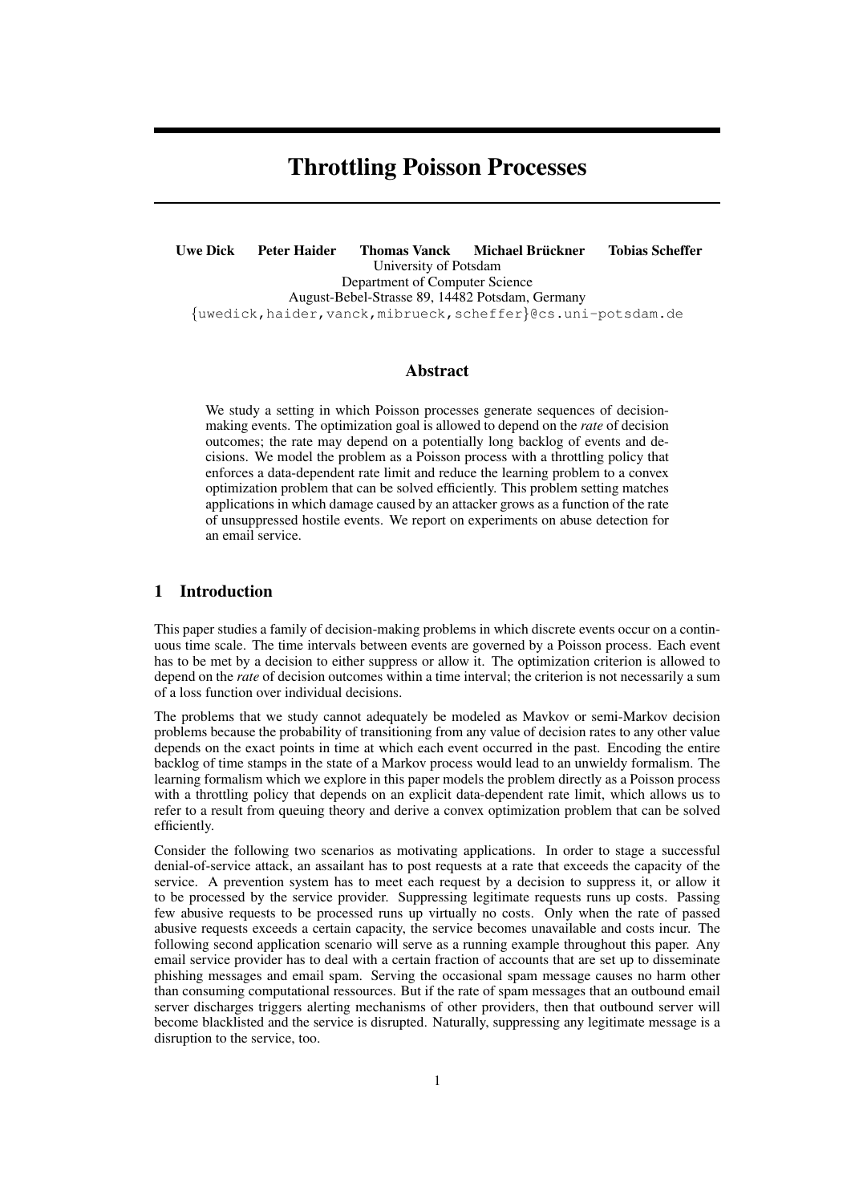# Throttling Poisson Processes

**Uwe Dick    Peter Haider    Thomas Vanck    Michael Brückner    Tobias Scheffer**
University of Potsdam
Department of Computer Science
August-Bebel-Strasse 89, 14482 Potsdam, Germany
{uwedick,haider,vanck,mibrueck,scheffer}@cs.uni-potsdam.de

## Abstract

We study a setting in which Poisson processes generate sequences of decision-making events. The optimization goal is allowed to depend on the *rate* of decision outcomes; the rate may depend on a potentially long backlog of events and decisions. We model the problem as a Poisson process with a throttling policy that enforces a data-dependent rate limit and reduce the learning problem to a convex optimization problem that can be solved efficiently. This problem setting matches applications in which damage caused by an attacker grows as a function of the rate of unsuppressed hostile events. We report on experiments on abuse detection for an email service.

## 1 Introduction

This paper studies a family of decision-making problems in which discrete events occur on a continuous time scale. The time intervals between events are governed by a Poisson process. Each event has to be met by a decision to either suppress or allow it. The optimization criterion is allowed to depend on the *rate* of decision outcomes within a time interval; the criterion is not necessarily a sum of a loss function over individual decisions.

The problems that we study cannot adequately be modeled as Mavkov or semi-Markov decision problems because the probability of transitioning from any value of decision rates to any other value depends on the exact points in time at which each event occurred in the past. Encoding the entire backlog of time stamps in the state of a Markov process would lead to an unwieldy formalism. The learning formalism which we explore in this paper models the problem directly as a Poisson process with a throttling policy that depends on an explicit data-dependent rate limit, which allows us to refer to a result from queuing theory and derive a convex optimization problem that can be solved efficiently.

Consider the following two scenarios as motivating applications. In order to stage a successful denial-of-service attack, an assailant has to post requests at a rate that exceeds the capacity of the service. A prevention system has to meet each request by a decision to suppress it, or allow it to be processed by the service provider. Suppressing legitimate requests runs up costs. Passing few abusive requests to be processed runs up virtually no costs. Only when the rate of passed abusive requests exceeds a certain capacity, the service becomes unavailable and costs incur. The following second application scenario will serve as a running example throughout this paper. Any email service provider has to deal with a certain fraction of accounts that are set up to disseminate phishing messages and email spam. Serving the occasional spam message causes no harm other than consuming computational ressources. But if the rate of spam messages that an outbound email server discharges triggers alerting mechanisms of other providers, then that outbound server will become blacklisted and the service is disrupted. Naturally, suppressing any legitimate message is a disruption to the service, too.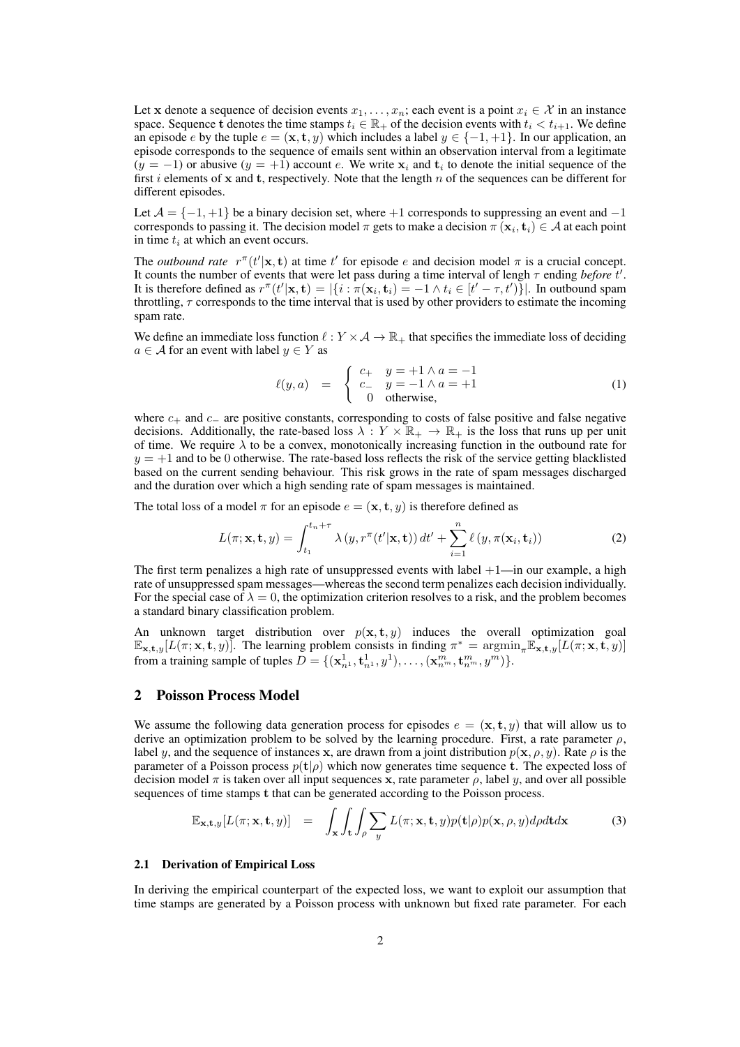Let $\mathbf{x}$ denote a sequence of decision events $x_1, \ldots, x_n$; each event is a point $x_i \in \mathcal{X}$ in an instance space. Sequence $\mathbf{t}$ denotes the time stamps $t_i \in \mathbb{R}_+$ of the decision events with $t_i < t_{i+1}$. We define an episode $e$ by the tuple $e = (\mathbf{x}, \mathbf{t}, y)$ which includes a label $y \in \{-1, +1\}$. In our application, an episode corresponds to the sequence of emails sent within an observation interval from a legitimate ($y = -1$) or abusive ($y = +1$) account $e$. We write $\mathbf{x}_i$ and $\mathbf{t}_i$ to denote the initial sequence of the first $i$ elements of $\mathbf{x}$ and $\mathbf{t}$, respectively. Note that the length $n$ of the sequences can be different for different episodes.

Let $\mathcal{A} = \{-1, +1\}$ be a binary decision set, where $+1$ corresponds to suppressing an event and $-1$ corresponds to passing it. The decision model $\pi$ gets to make a decision $\pi(\mathbf{x}_i, \mathbf{t}_i) \in \mathcal{A}$ at each point in time $t_i$ at which an event occurs.

The *outbound rate* $r^\pi(t'|\mathbf{x}, \mathbf{t})$ at time $t'$ for episode $e$ and decision model $\pi$ is a crucial concept. It counts the number of events that were let pass during a time interval of lengh $\tau$ ending *before* $t'$. It is therefore defined as $r^\pi(t'|\mathbf{x}, \mathbf{t}) = |\{i : \pi(\mathbf{x}_i, \mathbf{t}_i) = -1 \wedge t_i \in [t' - \tau, t')\}|$. In outbound spam throttling, $\tau$ corresponds to the time interval that is used by other providers to estimate the incoming spam rate.

We define an immediate loss function $\ell : Y \times \mathcal{A} \to \mathbb{R}_+$ that specifies the immediate loss of deciding $a \in \mathcal{A}$ for an event with label $y \in Y$ as

$$\ell(y, a) \quad = \quad \begin{cases} c_+ & y = +1 \wedge a = -1 \\ c_- & y = -1 \wedge a = +1 \\ 0 & \text{otherwise,} \end{cases} \tag{1}$$

where $c_+$ and $c_-$ are positive constants, corresponding to costs of false positive and false negative decisions. Additionally, the rate-based loss $\lambda : Y \times \mathbb{R}_+ \to \mathbb{R}_+$ is the loss that runs up per unit of time. We require $\lambda$ to be a convex, monotonically increasing function in the outbound rate for $y = +1$ and to be 0 otherwise. The rate-based loss reflects the risk of the service getting blacklisted based on the current sending behaviour. This risk grows in the rate of spam messages discharged and the duration over which a high sending rate of spam messages is maintained.

The total loss of a model $\pi$ for an episode $e = (\mathbf{x}, \mathbf{t}, y)$ is therefore defined as

$$L(\pi; \mathbf{x}, \mathbf{t}, y) = \int_{t_1}^{t_n + \tau} \lambda\left(y, r^\pi(t'|\mathbf{x}, \mathbf{t})\right) dt' + \sum_{i=1}^{n} \ell\left(y, \pi(\mathbf{x}_i, \mathbf{t}_i)\right) \tag{2}$$

The first term penalizes a high rate of unsuppressed events with label $+1$—in our example, a high rate of unsuppressed spam messages—whereas the second term penalizes each decision individually. For the special case of $\lambda = 0$, the optimization criterion resolves to a risk, and the problem becomes a standard binary classification problem.

An unknown target distribution over $p(\mathbf{x}, \mathbf{t}, y)$ induces the overall optimization goal $\mathbb{E}_{\mathbf{x},\mathbf{t},y}[L(\pi; \mathbf{x}, \mathbf{t}, y)]$. The learning problem consists in finding $\pi^* = \operatorname{argmin}_\pi \mathbb{E}_{\mathbf{x},\mathbf{t},y}[L(\pi; \mathbf{x}, \mathbf{t}, y)]$ from a training sample of tuples $D = \{(\mathbf{x}^1_{n^1}, \mathbf{t}^1_{n^1}, y^1), \ldots, (\mathbf{x}^m_{n^m}, \mathbf{t}^m_{n^m}, y^m)\}$.

## 2 Poisson Process Model

We assume the following data generation process for episodes $e = (\mathbf{x}, \mathbf{t}, y)$ that will allow us to derive an optimization problem to be solved by the learning procedure. First, a rate parameter $\rho$, label $y$, and the sequence of instances $\mathbf{x}$, are drawn from a joint distribution $p(\mathbf{x}, \rho, y)$. Rate $\rho$ is the parameter of a Poisson process $p(\mathbf{t}|\rho)$ which now generates time sequence $\mathbf{t}$. The expected loss of decision model $\pi$ is taken over all input sequences $\mathbf{x}$, rate parameter $\rho$, label $y$, and over all possible sequences of time stamps $\mathbf{t}$ that can be generated according to the Poisson process.

$$\mathbb{E}_{\mathbf{x},\mathbf{t},y}[L(\pi; \mathbf{x}, \mathbf{t}, y)] \quad = \quad \int_{\mathbf{x}} \int_{\mathbf{t}} \int_{\rho} \sum_{y} L(\pi; \mathbf{x}, \mathbf{t}, y) p(\mathbf{t}|\rho) p(\mathbf{x}, \rho, y) d\rho d\mathbf{t} d\mathbf{x} \tag{3}$$

### 2.1 Derivation of Empirical Loss

In deriving the empirical counterpart of the expected loss, we want to exploit our assumption that time stamps are generated by a Poisson process with unknown but fixed rate parameter. For each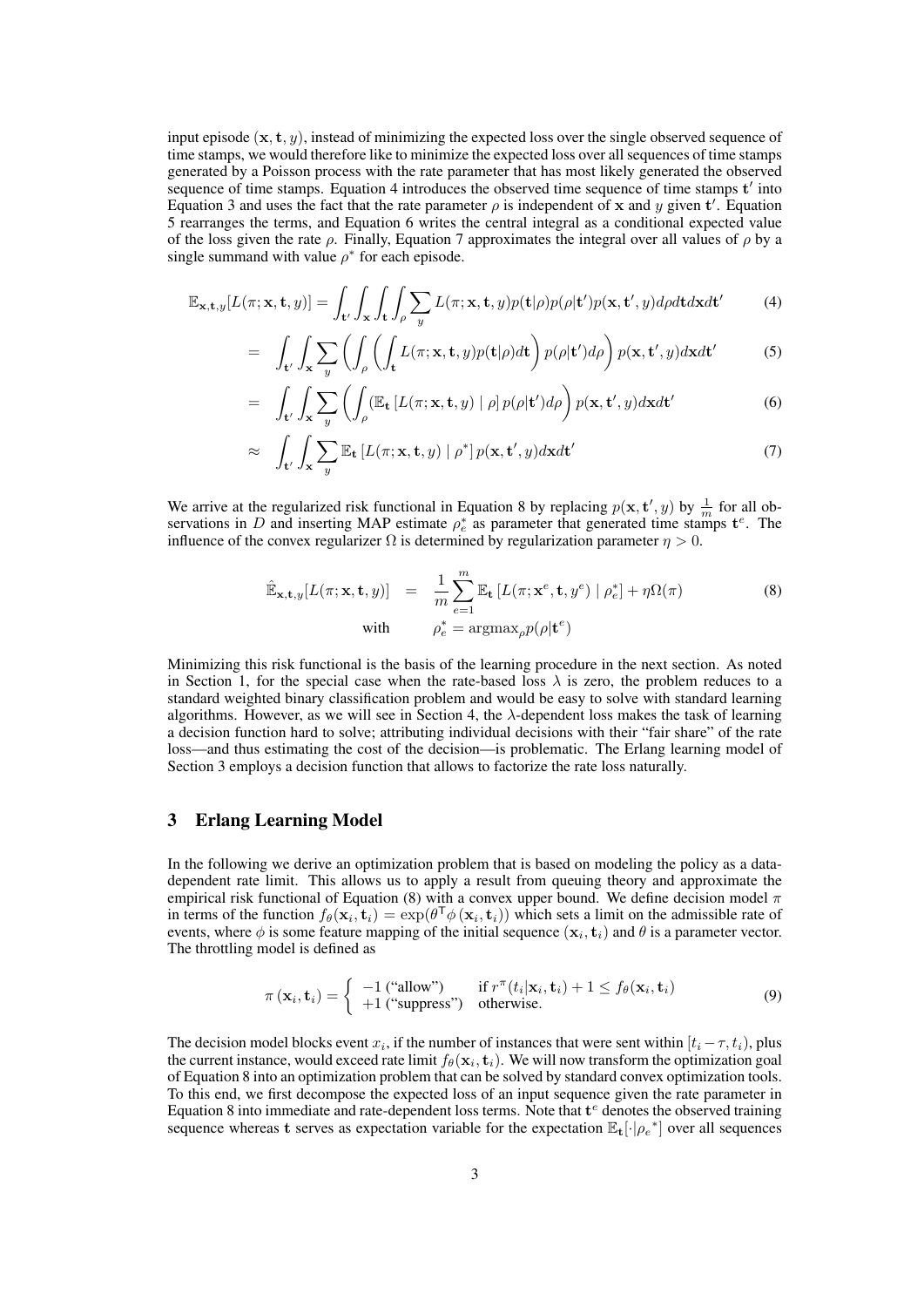input episode $(\mathbf{x}, \mathbf{t}, y)$, instead of minimizing the expected loss over the single observed sequence of time stamps, we would therefore like to minimize the expected loss over all sequences of time stamps generated by a Poisson process with the rate parameter that has most likely generated the observed sequence of time stamps. Equation 4 introduces the observed time sequence of time stamps $\mathbf{t}'$ into Equation 3 and uses the fact that the rate parameter $\rho$ is independent of $\mathbf{x}$ and $y$ given $\mathbf{t}'$. Equation 5 rearranges the terms, and Equation 6 writes the central integral as a conditional expected value of the loss given the rate $\rho$. Finally, Equation 7 approximates the integral over all values of $\rho$ by a single summand with value $\rho^*$ for each episode.

$$
\begin{aligned}
\mathbb{E}_{\mathbf{x},\mathbf{t},y}[L(\pi;\mathbf{x},\mathbf{t},y)] &= \int_{\mathbf{t}'}\int_{\mathbf{x}}\int_{\mathbf{t}}\int_{\rho}\sum_{y} L(\pi;\mathbf{x},\mathbf{t},y)p(\mathbf{t}|\rho)p(\rho|\mathbf{t}')p(\mathbf{x},\mathbf{t}',y)d\rho d\mathbf{t} d\mathbf{x} d\mathbf{t}' &(4)\\
&= \int_{\mathbf{t}'}\int_{\mathbf{x}}\sum_{y}\left(\int_{\rho}\left(\int_{\mathbf{t}} L(\pi;\mathbf{x},\mathbf{t},y)p(\mathbf{t}|\rho)d\mathbf{t}\right)p(\rho|\mathbf{t}')d\rho\right)p(\mathbf{x},\mathbf{t}',y)d\mathbf{x}d\mathbf{t}' &(5)\\
&= \int_{\mathbf{t}'}\int_{\mathbf{x}}\sum_{y}\left(\int_{\rho}\left(\mathbb{E}_{\mathbf{t}}\left[L(\pi;\mathbf{x},\mathbf{t},y)\mid\rho\right]p(\rho|\mathbf{t}')d\rho\right)p(\mathbf{x},\mathbf{t}',y)d\mathbf{x}d\mathbf{t}'\right. &(6)\\
&\approx \int_{\mathbf{t}'}\int_{\mathbf{x}}\sum_{y}\mathbb{E}_{\mathbf{t}}\left[L(\pi;\mathbf{x},\mathbf{t},y)\mid\rho^*\right]p(\mathbf{x},\mathbf{t}',y)d\mathbf{x}d\mathbf{t}' &(7)
\end{aligned}
$$

We arrive at the regularized risk functional in Equation 8 by replacing $p(\mathbf{x}, \mathbf{t}', y)$ by $\frac{1}{m}$ for all observations in $D$ and inserting MAP estimate $\rho_e^*$ as parameter that generated time stamps $\mathbf{t}^e$. The influence of the convex regularizer $\Omega$ is determined by regularization parameter $\eta > 0$.

$$
\begin{aligned}
\hat{\mathbb{E}}_{\mathbf{x},\mathbf{t},y}[L(\pi;\mathbf{x},\mathbf{t},y)] &= \frac{1}{m}\sum_{e=1}^{m}\mathbb{E}_{\mathbf{t}}\left[L(\pi;\mathbf{x}^e,\mathbf{t},y^e)\mid\rho_e^*\right]+\eta\Omega(\pi) &(8)\\
\text{with} \qquad & \rho_e^* = \text{argmax}_{\rho}p(\rho|\mathbf{t}^e)
\end{aligned}
$$

Minimizing this risk functional is the basis of the learning procedure in the next section. As noted in Section 1, for the special case when the rate-based loss $\lambda$ is zero, the problem reduces to a standard weighted binary classification problem and would be easy to solve with standard learning algorithms. However, as we will see in Section 4, the $\lambda$-dependent loss makes the task of learning a decision function hard to solve; attributing individual decisions with their "fair share" of the rate loss—and thus estimating the cost of the decision—is problematic. The Erlang learning model of Section 3 employs a decision function that allows to factorize the rate loss naturally.

## 3 Erlang Learning Model

In the following we derive an optimization problem that is based on modeling the policy as a data-dependent rate limit. This allows us to apply a result from queuing theory and approximate the empirical risk functional of Equation (8) with a convex upper bound. We define decision model $\pi$ in terms of the function $f_\theta(\mathbf{x}_i, \mathbf{t}_i) = \exp(\theta^\mathsf{T}\phi(\mathbf{x}_i, \mathbf{t}_i))$ which sets a limit on the admissible rate of events, where $\phi$ is some feature mapping of the initial sequence $(\mathbf{x}_i, \mathbf{t}_i)$ and $\theta$ is a parameter vector. The throttling model is defined as

$$
\pi(\mathbf{x}_i, \mathbf{t}_i) = \begin{cases} -1 \text{ ("allow")} & \text{if } r^\pi(t_i|\mathbf{x}_i, \mathbf{t}_i) + 1 \leq f_\theta(\mathbf{x}_i, \mathbf{t}_i) \\ +1 \text{ ("suppress")} & \text{otherwise.} \end{cases} \tag{9}
$$

The decision model blocks event $x_i$, if the number of instances that were sent within $[t_i - \tau, t_i)$, plus the current instance, would exceed rate limit $f_\theta(\mathbf{x}_i, \mathbf{t}_i)$. We will now transform the optimization goal of Equation 8 into an optimization problem that can be solved by standard convex optimization tools. To this end, we first decompose the expected loss of an input sequence given the rate parameter in Equation 8 into immediate and rate-dependent loss terms. Note that $\mathbf{t}^e$ denotes the observed training sequence whereas $\mathbf{t}$ serves as expectation variable for the expectation $\mathbb{E}_{\mathbf{t}}[\cdot|{\rho_e}^*]$ over all sequences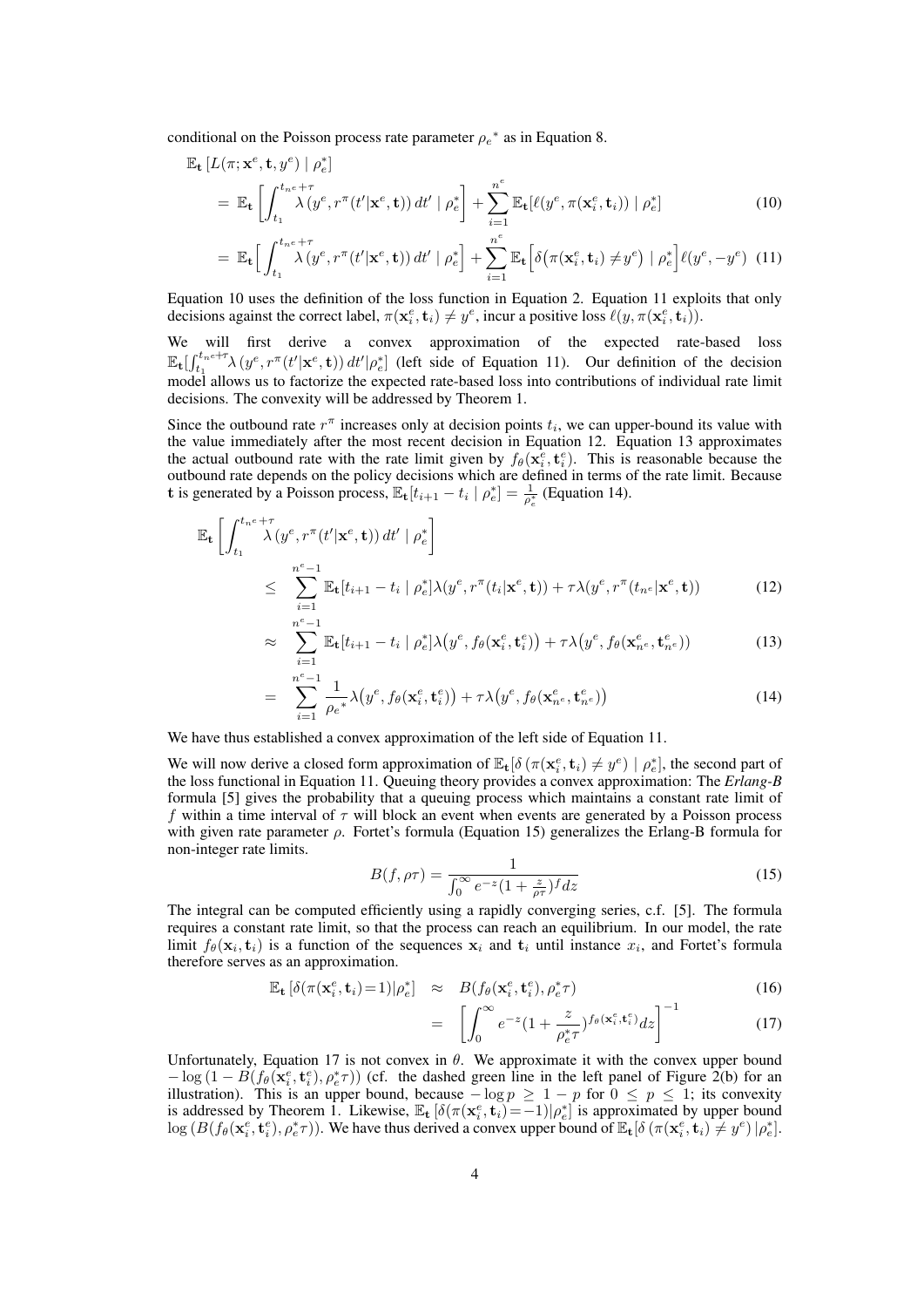conditional on the Poisson process rate parameter ${\rho_e}^*$ as in Equation 8.

$$
\begin{aligned}
&\mathbb{E}_{\mathbf{t}}\left[L(\pi; \mathbf{x}^e, \mathbf{t}, y^e) \mid \rho_e^*\right] \\
&= \mathbb{E}_{\mathbf{t}}\left[\int_{t_1}^{t_{n^e}+\tau} \lambda\left(y^e, r^\pi(t'|\mathbf{x}^e, \mathbf{t})\right) dt' \mid \rho_e^*\right] + \sum_{i=1}^{n^e} \mathbb{E}_{\mathbf{t}}[\ell(y^e, \pi(\mathbf{x}_i^e, \mathbf{t}_i)) \mid \rho_e^*] \qquad (10) \\
&= \mathbb{E}_{\mathbf{t}}\Big[\int_{t_1}^{t_{n^e}+\tau} \lambda\left(y^e, r^\pi(t'|\mathbf{x}^e, \mathbf{t})\right) dt' \mid \rho_e^*\Big] + \sum_{i=1}^{n^e} \mathbb{E}_{\mathbf{t}}\Big[\delta\big(\pi(\mathbf{x}_i^e, \mathbf{t}_i) \neq y^e\big) \mid \rho_e^*\Big]\ell(y^e, -y^e) \qquad (11)
\end{aligned}
$$

Equation 10 uses the definition of the loss function in Equation 2. Equation 11 exploits that only decisions against the correct label, $\pi(\mathbf{x}_i^e, \mathbf{t}_i) \neq y^e$, incur a positive loss $\ell(y, \pi(\mathbf{x}_i^e, \mathbf{t}_i))$.

We will first derive a convex approximation of the expected rate-based loss $\mathbb{E}_{\mathbf{t}}[\int_{t_1}^{t_{n^e}+\tau} \lambda\left(y^e, r^\pi(t'|\mathbf{x}^e, \mathbf{t})\right) dt' | \rho_e^*]$ (left side of Equation 11). Our definition of the decision model allows us to factorize the expected rate-based loss into contributions of individual rate limit decisions. The convexity will be addressed by Theorem 1.

Since the outbound rate $r^\pi$ increases only at decision points $t_i$, we can upper-bound its value with the value immediately after the most recent decision in Equation 12. Equation 13 approximates the actual outbound rate with the rate limit given by $f_\theta(\mathbf{x}_i^e, \mathbf{t}_i^e)$. This is reasonable because the outbound rate depends on the policy decisions which are defined in terms of the rate limit. Because $\mathbf{t}$ is generated by a Poisson process, $\mathbb{E}_{\mathbf{t}}[t_{i+1} - t_i \mid \rho_e^*] = \frac{1}{\rho_e^*}$ (Equation 14).

$$
\begin{aligned}
&\mathbb{E}_{\mathbf{t}}\left[\int_{t_1}^{t_{n^e}+\tau} \lambda\left(y^e, r^\pi(t'|\mathbf{x}^e, \mathbf{t})\right) dt' \mid \rho_e^*\right] \\
&\leq \sum_{i=1}^{n^e-1} \mathbb{E}_{\mathbf{t}}[t_{i+1} - t_i \mid \rho_e^*] \lambda(y^e, r^\pi(t_i|\mathbf{x}^e, \mathbf{t})) + \tau\lambda(y^e, r^\pi(t_{n^e}|\mathbf{x}^e, \mathbf{t})) \qquad (12) \\
&\approx \sum_{i=1}^{n^e-1} \mathbb{E}_{\mathbf{t}}[t_{i+1} - t_i \mid \rho_e^*] \lambda\big(y^e, f_\theta(\mathbf{x}_i^e, \mathbf{t}_i^e)\big) + \tau\lambda\big(y^e, f_\theta(\mathbf{x}_{n^e}^e, \mathbf{t}_{n^e}^e)\big) \qquad (13) \\
&= \sum_{i=1}^{n^e-1} \frac{1}{{\rho_e}^*} \lambda\big(y^e, f_\theta(\mathbf{x}_i^e, \mathbf{t}_i^e)\big) + \tau\lambda\big(y^e, f_\theta(\mathbf{x}_{n^e}^e, \mathbf{t}_{n^e}^e)\big) \qquad (14)
\end{aligned}
$$

We have thus established a convex approximation of the left side of Equation 11.

We will now derive a closed form approximation of $\mathbb{E}_{\mathbf{t}}[\delta\left(\pi(\mathbf{x}_i^e, \mathbf{t}_i) \neq y^e\right) \mid \rho_e^*]$, the second part of the loss functional in Equation 11. Queuing theory provides a convex approximation: The *Erlang-B* formula [5] gives the probability that a queuing process which maintains a constant rate limit of $f$ within a time interval of $\tau$ will block an event when events are generated by a Poisson process with given rate parameter $\rho$. Fortet's formula (Equation 15) generalizes the Erlang-B formula for non-integer rate limits.

$$
B(f, \rho\tau) = \frac{1}{\int_0^\infty e^{-z}(1 + \frac{z}{\rho\tau})^f dz} \qquad (15)
$$

The integral can be computed efficiently using a rapidly converging series, c.f. [5]. The formula requires a constant rate limit, so that the process can reach an equilibrium. In our model, the rate limit $f_\theta(\mathbf{x}_i, \mathbf{t}_i)$ is a function of the sequences $\mathbf{x}_i$ and $\mathbf{t}_i$ until instance $x_i$, and Fortet's formula therefore serves as an approximation.

$$
\begin{aligned}
\mathbb{E}_{\mathbf{t}}\left[\delta(\pi(\mathbf{x}_i^e, \mathbf{t}_i) = 1) | \rho_e^*\right] &\approx B(f_\theta(\mathbf{x}_i^e, \mathbf{t}_i^e), \rho_e^*\tau) \qquad (16) \\
&= \left[\int_0^\infty e^{-z}(1 + \frac{z}{\rho_e^*\tau})^{f_\theta(\mathbf{x}_i^e, \mathbf{t}_i^e)} dz\right]^{-1} \qquad (17)
\end{aligned}
$$

Unfortunately, Equation 17 is not convex in $\theta$. We approximate it with the convex upper bound $-\log\left(1 - B(f_\theta(\mathbf{x}_i^e, \mathbf{t}_i^e), \rho_e^*\tau)\right)$ (cf. the dashed green line in the left panel of Figure 2(b) for an illustration). This is an upper bound, because $-\log p \geq 1 - p$ for $0 \leq p \leq 1$; its convexity is addressed by Theorem 1. Likewise, $\mathbb{E}_{\mathbf{t}}\left[\delta(\pi(\mathbf{x}_i^e, \mathbf{t}_i) = -1) | \rho_e^*\right]$ is approximated by upper bound $\log\left(B(f_\theta(\mathbf{x}_i^e, \mathbf{t}_i^e), \rho_e^*\tau)\right)$. We have thus derived a convex upper bound of $\mathbb{E}_{\mathbf{t}}[\delta\left(\pi(\mathbf{x}_i^e, \mathbf{t}_i) \neq y^e\right) | \rho_e^*]$.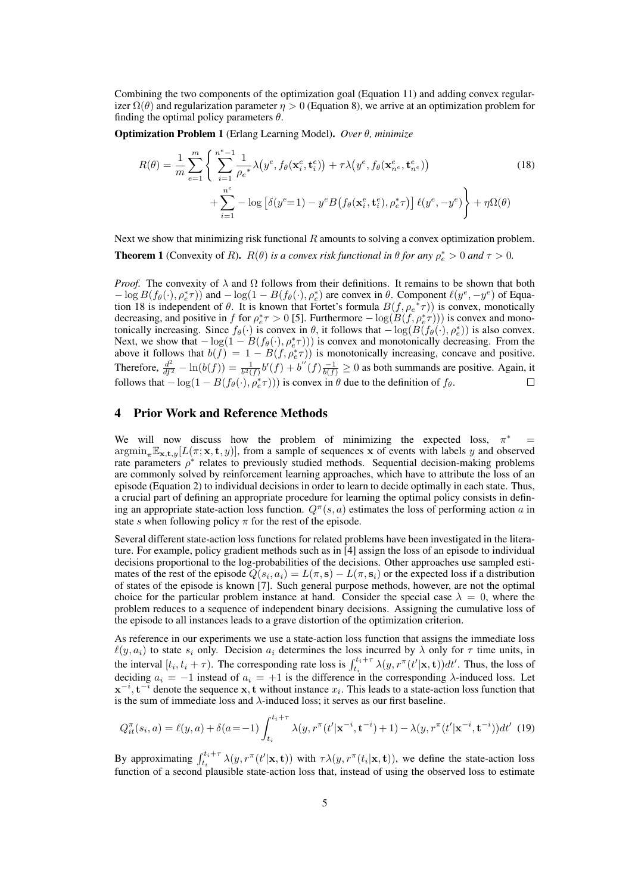Combining the two components of the optimization goal (Equation 11) and adding convex regularizer $\Omega(\theta)$ and regularization parameter $\eta > 0$ (Equation 8), we arrive at an optimization problem for finding the optimal policy parameters $\theta$.

**Optimization Problem 1** (Erlang Learning Model)**.** *Over $\theta$, minimize*

$$R(\theta) = \frac{1}{m}\sum_{e=1}^{m}\Bigg\{ \sum_{i=1}^{n^e-1} \frac{1}{{\rho_e}^*}\lambda\big(y^e, f_\theta(\mathbf{x}_i^e, \mathbf{t}_i^e)\big) + \tau\lambda\big(y^e, f_\theta(\mathbf{x}_{n^e}^e, \mathbf{t}_{n^e}^e)\big) \\ + \sum_{i=1}^{n^e} -\log\left[\delta(y^e{=}1) - y^e B\big(f_\theta(\mathbf{x}_i^e, \mathbf{t}_i^e), \rho_e^*\tau\big)\right]\ell(y^e, -y^e)\Bigg\} + \eta\Omega(\theta) \tag{18}$$

Next we show that minimizing risk functional $R$ amounts to solving a convex optimization problem.

**Theorem 1** (Convexity of $R$)**.** *$R(\theta)$ is a convex risk functional in $\theta$ for any $\rho_e^* > 0$ and $\tau > 0$.*

*Proof.* The convexity of $\lambda$ and $\Omega$ follows from their definitions. It remains to be shown that both $-\log B(f_\theta(\cdot), \rho_e^*\tau))$ and $-\log(1 - B(f_\theta(\cdot), \rho_e^*)$ are convex in $\theta$. Component $\ell(y^e, -y^e)$ of Equation 18 is independent of $\theta$. It is known that Fortet's formula $B(f, {\rho_e}^*\tau))$ is convex, monotonically decreasing, and positive in $f$ for $\rho_e^*\tau > 0$ [5]. Furthermore $-\log(B(f, \rho_e^*\tau)))$ is convex and monotonically increasing. Since $f_\theta(\cdot)$ is convex in $\theta$, it follows that $-\log(B(f_\theta(\cdot), \rho_e^*))$ is also convex. Next, we show that $-\log(1 - B(f_\theta(\cdot), \rho_e^*\tau)))$ is convex and monotonically decreasing. From the above it follows that $b(f) = 1 - B(f, \rho_e^*\tau))$ is monotonically increasing, concave and positive. Therefore, $\frac{d^2}{df^2} - \ln(b(f)) = \frac{1}{b^2(f)}b'(f) + b''(f)\frac{-1}{b(f)} \geq 0$ as both summands are positive. Again, it follows that $-\log(1 - B(f_\theta(\cdot), \rho_e^*\tau)))$ is convex in $\theta$ due to the definition of $f_\theta$. $\square$

## 4 Prior Work and Reference Methods

We will now discuss how the problem of minimizing the expected loss, $\pi^* = \operatorname{argmin}_\pi \mathbb{E}_{\mathbf{x},\mathbf{t},y}[L(\pi; \mathbf{x}, \mathbf{t}, y)]$, from a sample of sequences $\mathbf{x}$ of events with labels $y$ and observed rate parameters $\rho^*$ relates to previously studied methods. Sequential decision-making problems are commonly solved by reinforcement learning approaches, which have to attribute the loss of an episode (Equation 2) to individual decisions in order to learn to decide optimally in each state. Thus, a crucial part of defining an appropriate procedure for learning the optimal policy consists in defining an appropriate state-action loss function. $Q^\pi(s, a)$ estimates the loss of performing action $a$ in state $s$ when following policy $\pi$ for the rest of the episode.

Several different state-action loss functions for related problems have been investigated in the literature. For example, policy gradient methods such as in [4] assign the loss of an episode to individual decisions proportional to the log-probabilities of the decisions. Other approaches use sampled estimates of the rest of the episode $Q(s_i, a_i) = L(\pi, \mathbf{s}) - L(\pi, \mathbf{s}_i)$ or the expected loss if a distribution of states of the episode is known [7]. Such general purpose methods, however, are not the optimal choice for the particular problem instance at hand. Consider the special case $\lambda = 0$, where the problem reduces to a sequence of independent binary decisions. Assigning the cumulative loss of the episode to all instances leads to a grave distortion of the optimization criterion.

As reference in our experiments we use a state-action loss function that assigns the immediate loss $\ell(y, a_i)$ to state $s_i$ only. Decision $a_i$ determines the loss incurred by $\lambda$ only for $\tau$ time units, in the interval $[t_i, t_i + \tau)$. The corresponding rate loss is $\int_{t_i}^{t_i+\tau} \lambda(y, r^\pi(t'|\mathbf{x}, \mathbf{t}))dt'$. Thus, the loss of deciding $a_i = -1$ instead of $a_i = +1$ is the difference in the corresponding $\lambda$-induced loss. Let $\mathbf{x}^{-i}, \mathbf{t}^{-i}$ denote the sequence $\mathbf{x}, \mathbf{t}$ without instance $x_i$. This leads to a state-action loss function that is the sum of immediate loss and $\lambda$-induced loss; it serves as our first baseline.

$$Q_{it}^\pi(s_i, a) = \ell(y, a) + \delta(a{=}{-1})\int_{t_i}^{t_i+\tau} \lambda(y, r^\pi(t'|\mathbf{x}^{-i}, \mathbf{t}^{-i}) + 1) - \lambda(y, r^\pi(t'|\mathbf{x}^{-i}, \mathbf{t}^{-i}))dt' \tag{19}$$

By approximating $\int_{t_i}^{t_i+\tau} \lambda(y, r^\pi(t'|\mathbf{x}, \mathbf{t}))$ with $\tau\lambda(y, r^\pi(t_i|\mathbf{x}, \mathbf{t}))$, we define the state-action loss function of a second plausible state-action loss that, instead of using the observed loss to estimate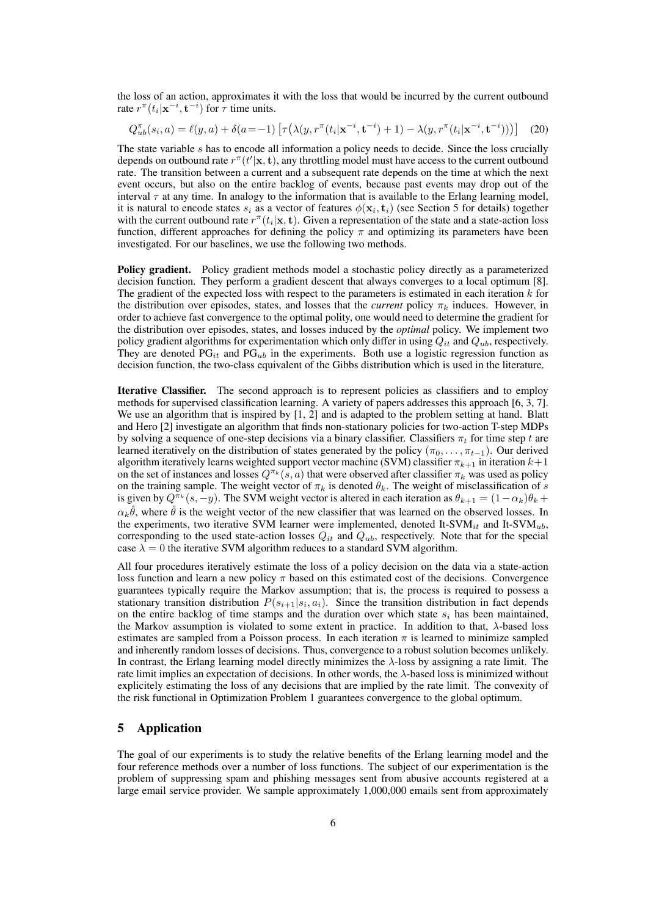the loss of an action, approximates it with the loss that would be incurred by the current outbound rate $r^{\pi}(t_i|\mathbf{x}^{-i}, \mathbf{t}^{-i})$ for $\tau$ time units.

$$Q^{\pi}_{ub}(s_i, a) = \ell(y, a) + \delta(a{=}-1) \left[\tau\big(\lambda(y, r^{\pi}(t_i|\mathbf{x}^{-i}, \mathbf{t}^{-i}) + 1) - \lambda(y, r^{\pi}(t_i|\mathbf{x}^{-i}, \mathbf{t}^{-i}))\big)\right] \quad (20)$$

The state variable $s$ has to encode all information a policy needs to decide. Since the loss crucially depends on outbound rate $r^{\pi}(t'|\mathbf{x}, \mathbf{t})$, any throttling model must have access to the current outbound rate. The transition between a current and a subsequent rate depends on the time at which the next event occurs, but also on the entire backlog of events, because past events may drop out of the interval $\tau$ at any time. In analogy to the information that is available to the Erlang learning model, it is natural to encode states $s_i$ as a vector of features $\phi(\mathbf{x}_i, \mathbf{t}_i)$ (see Section 5 for details) together with the current outbound rate $r^{\pi}(t_i|\mathbf{x}, \mathbf{t})$. Given a representation of the state and a state-action loss function, different approaches for defining the policy $\pi$ and optimizing its parameters have been investigated. For our baselines, we use the following two methods.

**Policy gradient.** Policy gradient methods model a stochastic policy directly as a parameterized decision function. They perform a gradient descent that always converges to a local optimum [8]. The gradient of the expected loss with respect to the parameters is estimated in each iteration $k$ for the distribution over episodes, states, and losses that the *current* policy $\pi_k$ induces. However, in order to achieve fast convergence to the optimal polity, one would need to determine the gradient for the distribution over episodes, states, and losses induced by the *optimal* policy. We implement two policy gradient algorithms for experimentation which only differ in using $Q_{it}$ and $Q_{ub}$, respectively. They are denoted $\text{PG}_{it}$ and $\text{PG}_{ub}$ in the experiments. Both use a logistic regression function as decision function, the two-class equivalent of the Gibbs distribution which is used in the literature.

**Iterative Classifier.** The second approach is to represent policies as classifiers and to employ methods for supervised classification learning. A variety of papers addresses this approach [6, 3, 7]. We use an algorithm that is inspired by [1, 2] and is adapted to the problem setting at hand. Blatt and Hero [2] investigate an algorithm that finds non-stationary policies for two-action T-step MDPs by solving a sequence of one-step decisions via a binary classifier. Classifiers $\pi_t$ for time step $t$ are learned iteratively on the distribution of states generated by the policy $(\pi_0, \ldots, \pi_{t-1})$. Our derived algorithm iteratively learns weighted support vector machine (SVM) classifier $\pi_{k+1}$ in iteration $k{+}1$ on the set of instances and losses $Q^{\pi_k}(s, a)$ that were observed after classifier $\pi_k$ was used as policy on the training sample. The weight vector of $\pi_k$ is denoted $\theta_k$. The weight of misclassification of $s$ is given by $Q^{\pi_k}(s, -y)$. The SVM weight vector is altered in each iteration as $\theta_{k+1} = (1-\alpha_k)\theta_k + \alpha_k\hat{\theta}$, where $\hat{\theta}$ is the weight vector of the new classifier that was learned on the observed losses. In the experiments, two iterative SVM learner were implemented, denoted It-$\text{SVM}_{it}$ and It-$\text{SVM}_{ub}$, corresponding to the used state-action losses $Q_{it}$ and $Q_{ub}$, respectively. Note that for the special case $\lambda = 0$ the iterative SVM algorithm reduces to a standard SVM algorithm.

All four procedures iteratively estimate the loss of a policy decision on the data via a state-action loss function and learn a new policy $\pi$ based on this estimated cost of the decisions. Convergence guarantees typically require the Markov assumption; that is, the process is required to possess a stationary transition distribution $P(s_{i+1}|s_i, a_i)$. Since the transition distribution in fact depends on the entire backlog of time stamps and the duration over which state $s_i$ has been maintained, the Markov assumption is violated to some extent in practice. In addition to that, $\lambda$-based loss estimates are sampled from a Poisson process. In each iteration $\pi$ is learned to minimize sampled and inherently random losses of decisions. Thus, convergence to a robust solution becomes unlikely. In contrast, the Erlang learning model directly minimizes the $\lambda$-loss by assigning a rate limit. The rate limit implies an expectation of decisions. In other words, the $\lambda$-based loss is minimized without explicitely estimating the loss of any decisions that are implied by the rate limit. The convexity of the risk functional in Optimization Problem 1 guarantees convergence to the global optimum.

## 5 Application

The goal of our experiments is to study the relative benefits of the Erlang learning model and the four reference methods over a number of loss functions. The subject of our experimentation is the problem of suppressing spam and phishing messages sent from abusive accounts registered at a large email service provider. We sample approximately 1,000,000 emails sent from approximately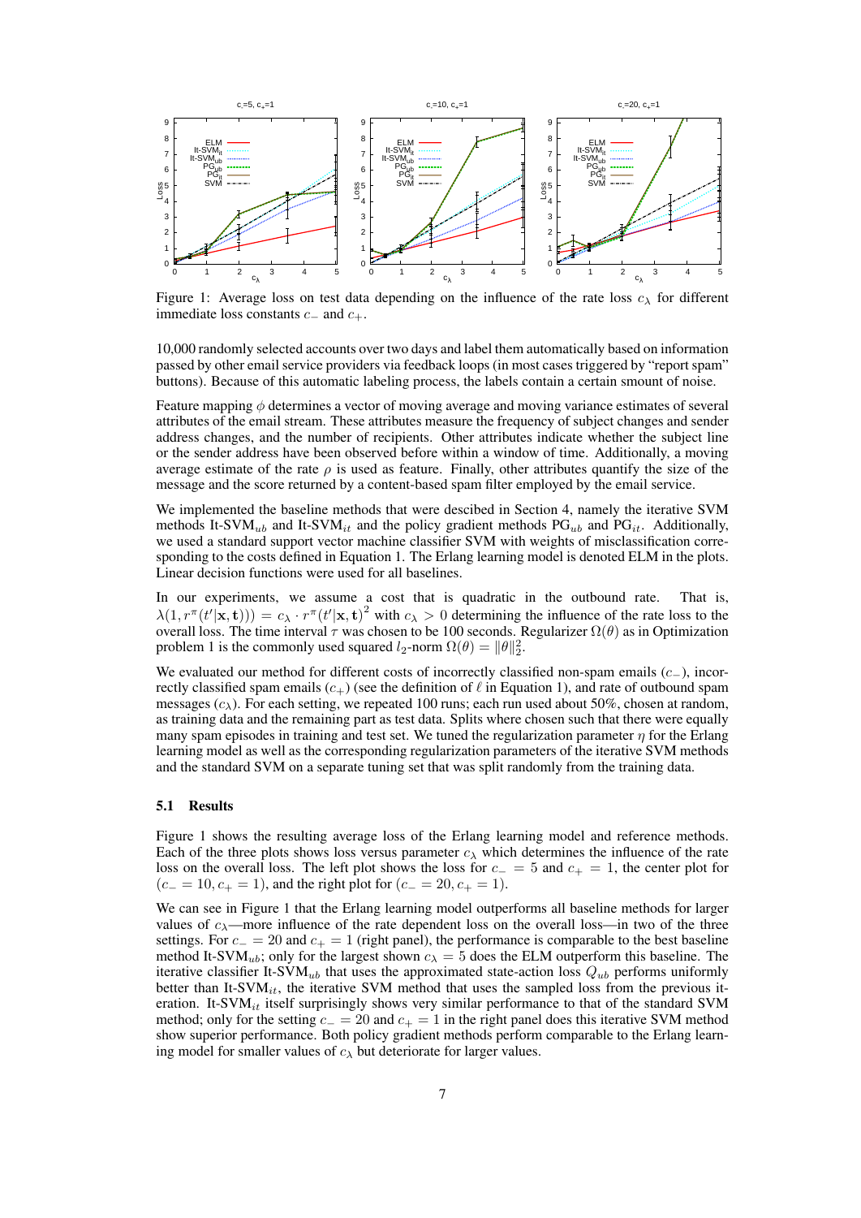Figure 1: Average loss on test data depending on the influence of the rate loss $c_\lambda$ for different immediate loss constants $c_-$ and $c_+$.

10,000 randomly selected accounts over two days and label them automatically based on information passed by other email service providers via feedback loops (in most cases triggered by "report spam" buttons). Because of this automatic labeling process, the labels contain a certain smount of noise.

Feature mapping $\phi$ determines a vector of moving average and moving variance estimates of several attributes of the email stream. These attributes measure the frequency of subject changes and sender address changes, and the number of recipients. Other attributes indicate whether the subject line or the sender address have been observed before within a window of time. Additionally, a moving average estimate of the rate $\rho$ is used as feature. Finally, other attributes quantify the size of the message and the score returned by a content-based spam filter employed by the email service.

We implemented the baseline methods that were descibed in Section 4, namely the iterative SVM methods It-SVM$_{ub}$ and It-SVM$_{it}$ and the policy gradient methods PG$_{ub}$ and PG$_{it}$. Additionally, we used a standard support vector machine classifier SVM with weights of misclassification corresponding to the costs defined in Equation 1. The Erlang learning model is denoted ELM in the plots. Linear decision functions were used for all baselines.

In our experiments, we assume a cost that is quadratic in the outbound rate. That is, $\lambda(1, r^\pi(t'|\mathbf{x}, \mathbf{t}))) = c_\lambda \cdot r^\pi(t'|\mathbf{x}, \mathbf{t})^2$ with $c_\lambda > 0$ determining the influence of the rate loss to the overall loss. The time interval $\tau$ was chosen to be 100 seconds. Regularizer $\Omega(\theta)$ as in Optimization problem 1 is the commonly used squared $l_2$-norm $\Omega(\theta) = \|\theta\|_2^2$.

We evaluated our method for different costs of incorrectly classified non-spam emails ($c_-$), incorrectly classified spam emails ($c_+$) (see the definition of $\ell$ in Equation 1), and rate of outbound spam messages ($c_\lambda$). For each setting, we repeated 100 runs; each run used about 50%, chosen at random, as training data and the remaining part as test data. Splits where chosen such that there were equally many spam episodes in training and test set. We tuned the regularization parameter $\eta$ for the Erlang learning model as well as the corresponding regularization parameters of the iterative SVM methods and the standard SVM on a separate tuning set that was split randomly from the training data.

### 5.1 Results

Figure 1 shows the resulting average loss of the Erlang learning model and reference methods. Each of the three plots shows loss versus parameter $c_\lambda$ which determines the influence of the rate loss on the overall loss. The left plot shows the loss for $c_- = 5$ and $c_+ = 1$, the center plot for $(c_- = 10, c_+ = 1)$, and the right plot for $(c_- = 20, c_+ = 1)$.

We can see in Figure 1 that the Erlang learning model outperforms all baseline methods for larger values of $c_\lambda$—more influence of the rate dependent loss on the overall loss—in two of the three settings. For $c_- = 20$ and $c_+ = 1$ (right panel), the performance is comparable to the best baseline method It-SVM$_{ub}$; only for the largest shown $c_\lambda = 5$ does the ELM outperform this baseline. The iterative classifier It-SVM$_{ub}$ that uses the approximated state-action loss $Q_{ub}$ performs uniformly better than It-SVM$_{it}$, the iterative SVM method that uses the sampled loss from the previous iteration. It-SVM$_{it}$ itself surprisingly shows very similar performance to that of the standard SVM method; only for the setting $c_- = 20$ and $c_+ = 1$ in the right panel does this iterative SVM method show superior performance. Both policy gradient methods perform comparable to the Erlang learning model for smaller values of $c_\lambda$ but deteriorate for larger values.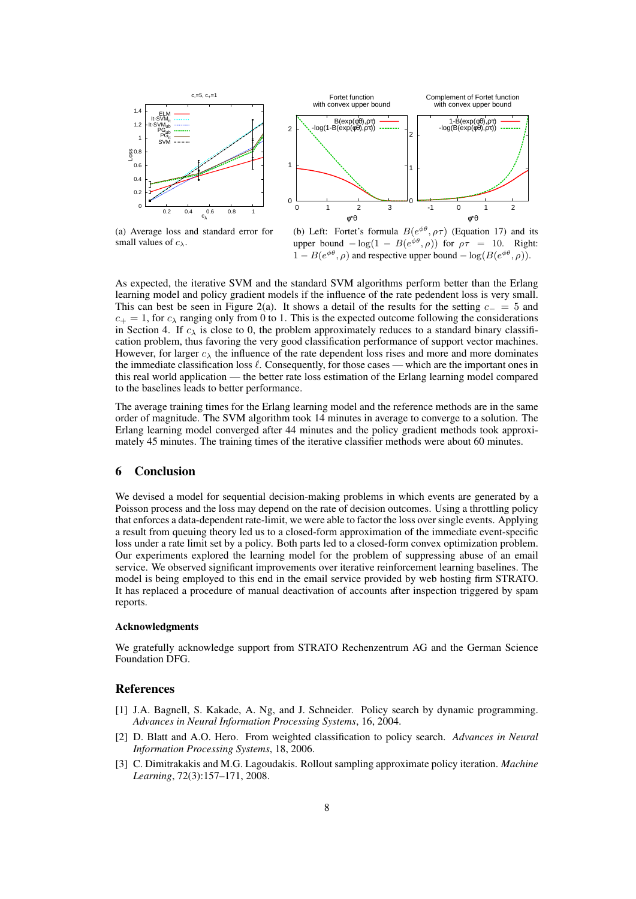(a) Average loss and standard error for small values of $c_\lambda$.

(b) Left: Fortet's formula $B(e^{\phi\theta}, \rho\tau)$ (Equation 17) and its upper bound $-\log(1 - B(e^{\phi\theta}, \rho))$ for $\rho\tau = 10$. Right: $1 - B(e^{\phi\theta}, \rho)$ and respective upper bound $-\log(B(e^{\phi\theta}, \rho))$.

As expected, the iterative SVM and the standard SVM algorithms perform better than the Erlang learning model and policy gradient models if the influence of the rate pedendent loss is very small. This can best be seen in Figure 2(a). It shows a detail of the results for the setting $c_- = 5$ and $c_+ = 1$, for $c_\lambda$ ranging only from 0 to 1. This is the expected outcome following the considerations in Section 4. If $c_\lambda$ is close to 0, the problem approximately reduces to a standard binary classification problem, thus favoring the very good classification performance of support vector machines. However, for larger $c_\lambda$ the influence of the rate dependent loss rises and more and more dominates the immediate classification loss $\ell$. Consequently, for those cases — which are the important ones in this real world application — the better rate loss estimation of the Erlang learning model compared to the baselines leads to better performance.

The average training times for the Erlang learning model and the reference methods are in the same order of magnitude. The SVM algorithm took 14 minutes in average to converge to a solution. The Erlang learning model converged after 44 minutes and the policy gradient methods took approximately 45 minutes. The training times of the iterative classifier methods were about 60 minutes.

## 6 Conclusion

We devised a model for sequential decision-making problems in which events are generated by a Poisson process and the loss may depend on the rate of decision outcomes. Using a throttling policy that enforces a data-dependent rate-limit, we were able to factor the loss over single events. Applying a result from queuing theory led us to a closed-form approximation of the immediate event-specific loss under a rate limit set by a policy. Both parts led to a closed-form convex optimization problem. Our experiments explored the learning model for the problem of suppressing abuse of an email service. We observed significant improvements over iterative reinforcement learning baselines. The model is being employed to this end in the email service provided by web hosting firm STRATO. It has replaced a procedure of manual deactivation of accounts after inspection triggered by spam reports.

### Acknowledgments

We gratefully acknowledge support from STRATO Rechenzentrum AG and the German Science Foundation DFG.

## References

[1] J.A. Bagnell, S. Kakade, A. Ng, and J. Schneider. Policy search by dynamic programming. *Advances in Neural Information Processing Systems*, 16, 2004.

[2] D. Blatt and A.O. Hero. From weighted classification to policy search. *Advances in Neural Information Processing Systems*, 18, 2006.

[3] C. Dimitrakakis and M.G. Lagoudakis. Rollout sampling approximate policy iteration. *Machine Learning*, 72(3):157–171, 2008.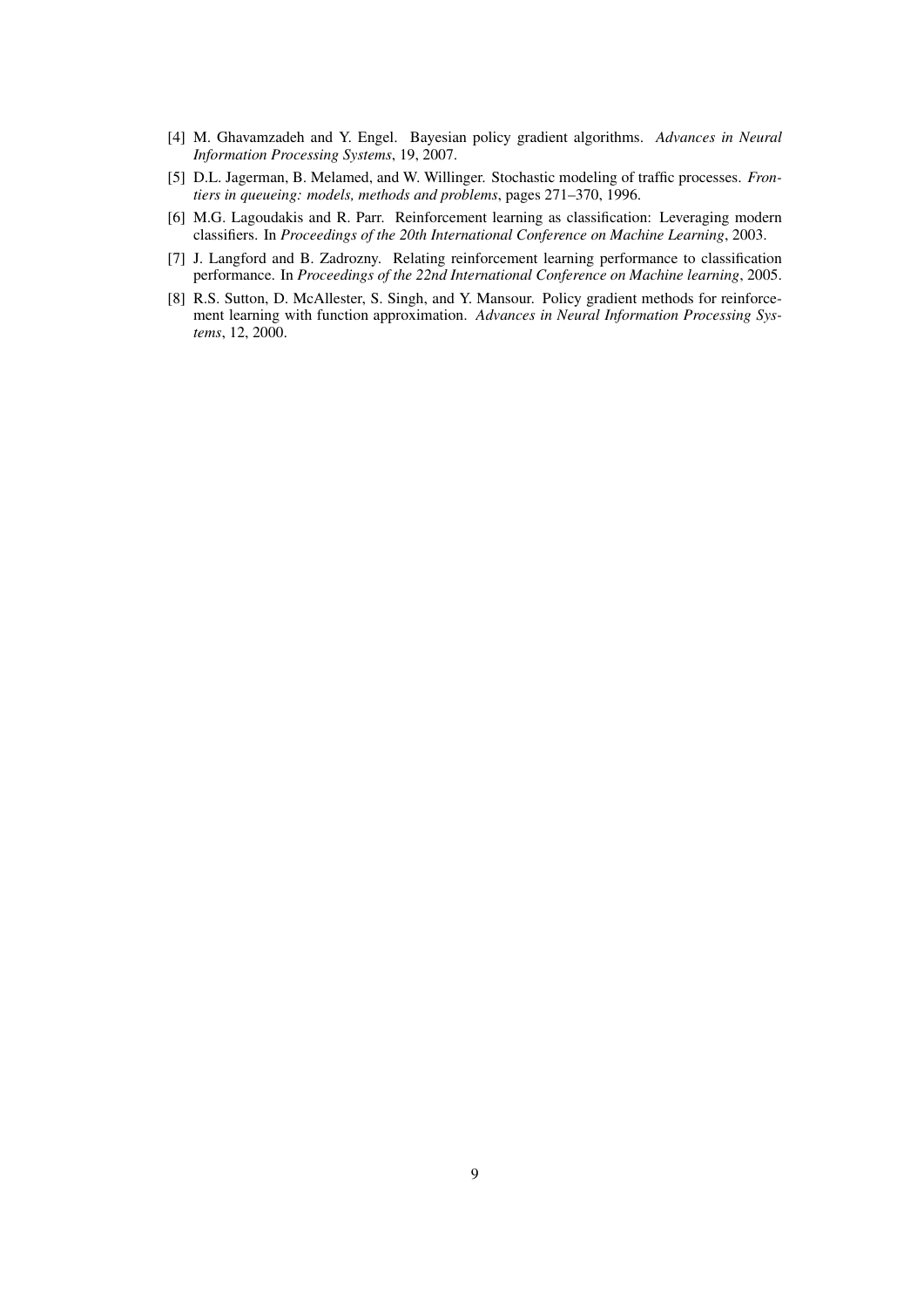[4] M. Ghavamzadeh and Y. Engel. Bayesian policy gradient algorithms. *Advances in Neural Information Processing Systems*, 19, 2007.

[5] D.L. Jagerman, B. Melamed, and W. Willinger. Stochastic modeling of traffic processes. *Frontiers in queueing: models, methods and problems*, pages 271–370, 1996.

[6] M.G. Lagoudakis and R. Parr. Reinforcement learning as classification: Leveraging modern classifiers. In *Proceedings of the 20th International Conference on Machine Learning*, 2003.

[7] J. Langford and B. Zadrozny. Relating reinforcement learning performance to classification performance. In *Proceedings of the 22nd International Conference on Machine learning*, 2005.

[8] R.S. Sutton, D. McAllester, S. Singh, and Y. Mansour. Policy gradient methods for reinforcement learning with function approximation. *Advances in Neural Information Processing Systems*, 12, 2000.